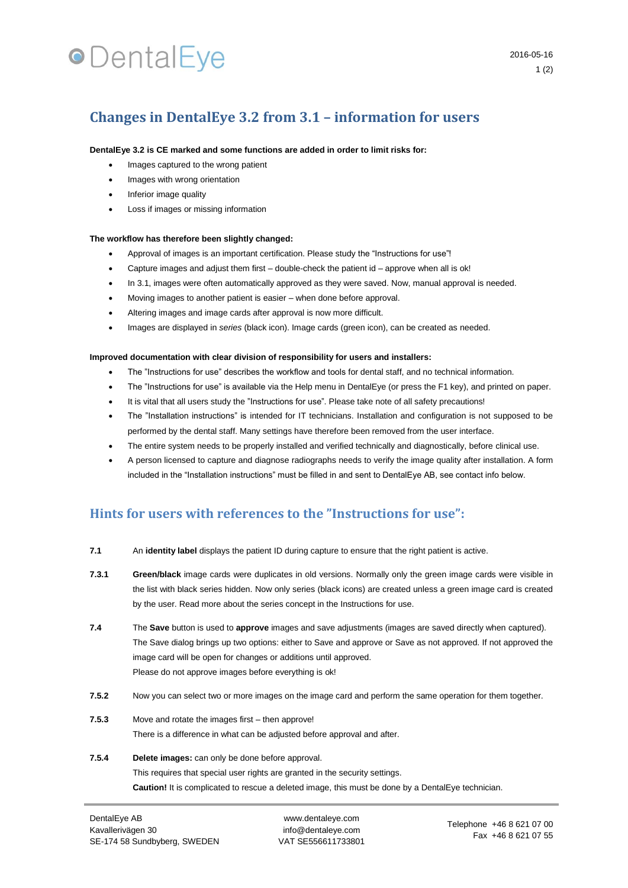# Changes in DentalEye 3.2 from 3.1 – information for users

**DentalEye 3.2 is CE marked and some functions are added in order to limit risks for:**

- Images captured to the wrong patient
- Images with wrong orientation
- Inferior image quality
- Loss if images or missing information

**The workflow has therefore been slightly changed:**

- Approval of images is an important certification. Please study the "Instructions for use"!
- Capture images and adjust them first – double-check the patient id – approve when all is ok!
- In 3.1, images were often automatically approved as they were saved. Now, manual approval is needed.
- Moving images to another patient is easier – when done before approval.
- Altering images and image cards after approval is now more difficult.
- Images are displayed in *series* (black icon). Image cards (green icon), can be created as needed.

**Improved documentation with clear division of responsibility for users and installers:**

- The "Instructions for use" describes the workflow and tools for dental staff, and no technical information.
- The "Instructions for use" is available via the Help menu in DentalEye (or press the F1 key), and printed on paper.
- It is vital that all users study the "Instructions for use". Please take note of all safety precautions!
- The "Installation instructions" is intended for IT technicians. Installation and configuration is not supposed to be performed by the dental staff. Many settings have therefore been removed from the user interface.
- The entire system needs to be properly installed and verified technically and diagnostically, before clinical use.
- A person licensed to capture and diagnose radiographs needs to verify the image quality after installation. A form included in the "Installation instructions" must be filled in and sent to DentalEye AB, see contact info below.

## Hints for users with references to the "Instructions for use":

**7.1** An **identity label** displays the patient ID during capture to ensure that the right patient is active.

**7.3.1** **Green/black** image cards were duplicates in old versions. Normally only the green image cards were visible in the list with black series hidden. Now only series (black icons) are created unless a green image card is created by the user. Read more about the series concept in the Instructions for use.

**7.4** The **Save** button is used to **approve** images and save adjustments (images are saved directly when captured). The Save dialog brings up two options: either to Save and approve or Save as not approved. If not approved the image card will be open for changes or additions until approved.
Please do not approve images before everything is ok!

**7.5.2** Now you can select two or more images on the image card and perform the same operation for them together.

**7.5.3** Move and rotate the images first – then approve!
There is a difference in what can be adjusted before approval and after.

**7.5.4** **Delete images:** can only be done before approval.
This requires that special user rights are granted in the security settings.
**Caution!** It is complicated to rescue a deleted image, this must be done by a DentalEye technician.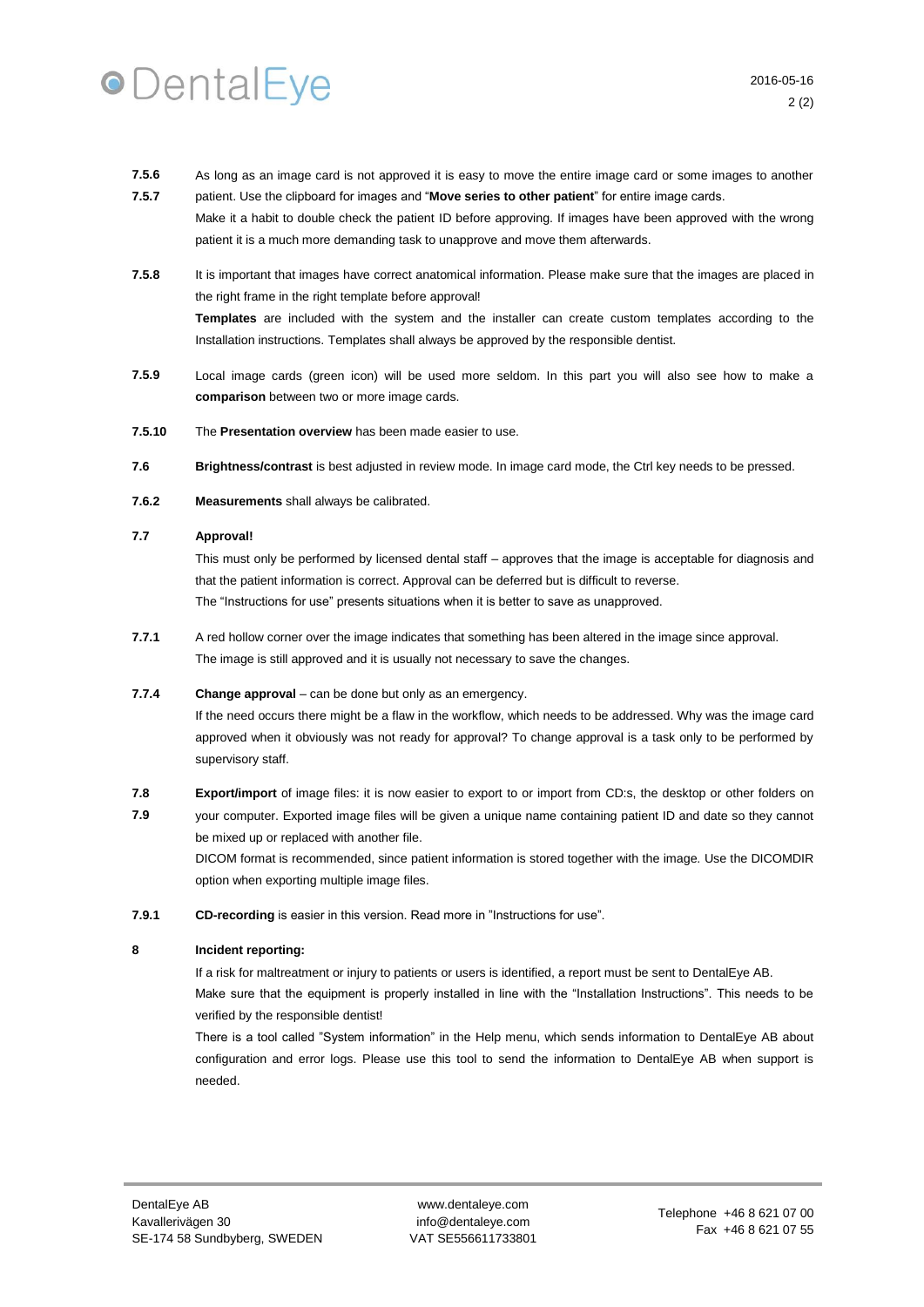**7.5.6**
**7.5.7**

As long as an image card is not approved it is easy to move the entire image card or some images to another patient. Use the clipboard for images and "**Move series to other patient**" for entire image cards.
Make it a habit to double check the patient ID before approving. If images have been approved with the wrong patient it is a much more demanding task to unapprove and move them afterwards.

**7.5.8** It is important that images have correct anatomical information. Please make sure that the images are placed in the right frame in the right template before approval!
**Templates** are included with the system and the installer can create custom templates according to the Installation instructions. Templates shall always be approved by the responsible dentist.

**7.5.9** Local image cards (green icon) will be used more seldom. In this part you will also see how to make a **comparison** between two or more image cards.

**7.5.10** The **Presentation overview** has been made easier to use.

**7.6** **Brightness/contrast** is best adjusted in review mode. In image card mode, the Ctrl key needs to be pressed.

**7.6.2** **Measurements** shall always be calibrated.

**7.7** **Approval!**
This must only be performed by licensed dental staff – approves that the image is acceptable for diagnosis and that the patient information is correct. Approval can be deferred but is difficult to reverse.
The "Instructions for use" presents situations when it is better to save as unapproved.

**7.7.1** A red hollow corner over the image indicates that something has been altered in the image since approval.
The image is still approved and it is usually not necessary to save the changes.

**7.7.4** **Change approval** – can be done but only as an emergency.
If the need occurs there might be a flaw in the workflow, which needs to be addressed. Why was the image card approved when it obviously was not ready for approval? To change approval is a task only to be performed by supervisory staff.

**7.8**
**7.9**

**Export/import** of image files: it is now easier to export to or import from CD:s, the desktop or other folders on your computer. Exported image files will be given a unique name containing patient ID and date so they cannot be mixed up or replaced with another file.
DICOM format is recommended, since patient information is stored together with the image. Use the DICOMDIR option when exporting multiple image files.

**7.9.1** **CD-recording** is easier in this version. Read more in "Instructions for use".

**8** **Incident reporting:**
If a risk for maltreatment or injury to patients or users is identified, a report must be sent to DentalEye AB.
Make sure that the equipment is properly installed in line with the "Installation Instructions". This needs to be verified by the responsible dentist!
There is a tool called "System information" in the Help menu, which sends information to DentalEye AB about configuration and error logs. Please use this tool to send the information to DentalEye AB when support is needed.